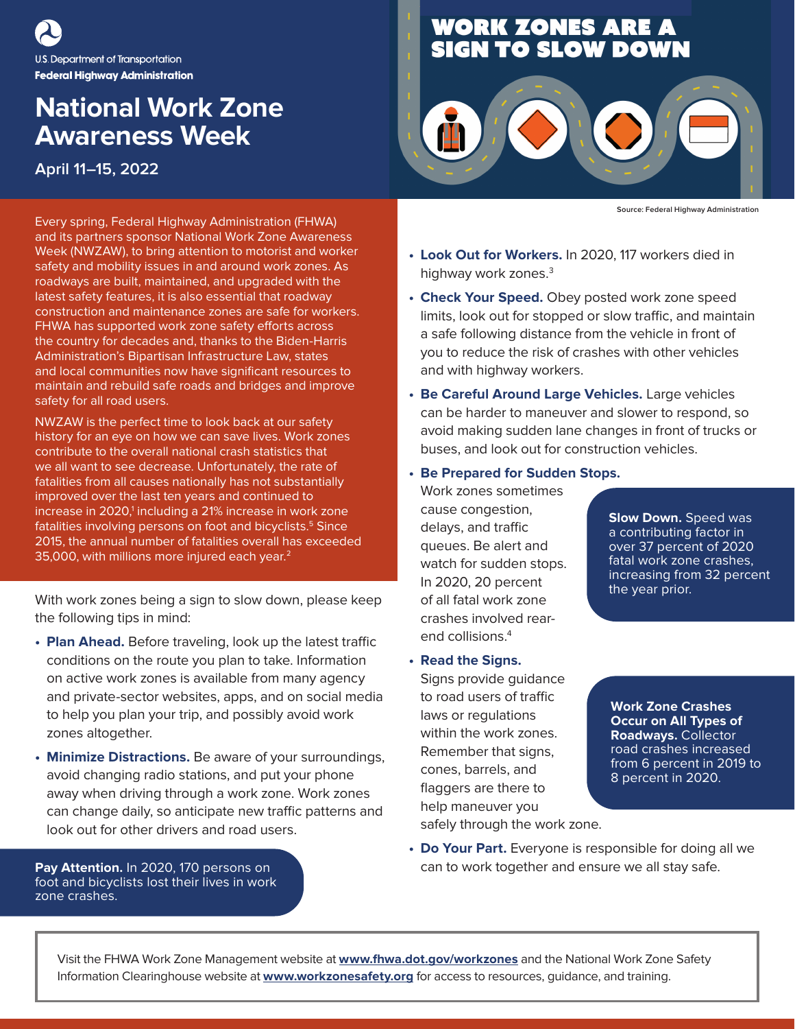U.S. Department of Transportation
**Federal Highway Administration**

# National Work Zone Awareness Week

**April 11–15, 2022**

## WORK ZONES ARE A SIGN TO SLOW DOWN

Source: Federal Highway Administration

Every spring, Federal Highway Administration (FHWA) and its partners sponsor National Work Zone Awareness Week (NWZAW), to bring attention to motorist and worker safety and mobility issues in and around work zones. As roadways are built, maintained, and upgraded with the latest safety features, it is also essential that roadway construction and maintenance zones are safe for workers. FHWA has supported work zone safety efforts across the country for decades and, thanks to the Biden-Harris Administration's Bipartisan Infrastructure Law, states and local communities now have significant resources to maintain and rebuild safe roads and bridges and improve safety for all road users.

NWZAW is the perfect time to look back at our safety history for an eye on how we can save lives. Work zones contribute to the overall national crash statistics that we all want to see decrease. Unfortunately, the rate of fatalities from all causes nationally has not substantially improved over the last ten years and continued to increase in 2020,[1] including a 21% increase in work zone fatalities involving persons on foot and bicyclists.[5] Since 2015, the annual number of fatalities overall has exceeded 35,000, with millions more injured each year.[2]

With work zones being a sign to slow down, please keep the following tips in mind:

- **Plan Ahead.** Before traveling, look up the latest traffic conditions on the route you plan to take. Information on active work zones is available from many agency and private-sector websites, apps, and on social media to help you plan your trip, and possibly avoid work zones altogether.
- **Minimize Distractions.** Be aware of your surroundings, avoid changing radio stations, and put your phone away when driving through a work zone. Work zones can change daily, so anticipate new traffic patterns and look out for other drivers and road users.

**Pay Attention.** In 2020, 170 persons on foot and bicyclists lost their lives in work zone crashes.

- **Look Out for Workers.** In 2020, 117 workers died in highway work zones.[3]
- **Check Your Speed.** Obey posted work zone speed limits, look out for stopped or slow traffic, and maintain a safe following distance from the vehicle in front of you to reduce the risk of crashes with other vehicles and with highway workers.
- **Be Careful Around Large Vehicles.** Large vehicles can be harder to maneuver and slower to respond, so avoid making sudden lane changes in front of trucks or buses, and look out for construction vehicles.
- **Be Prepared for Sudden Stops.** Work zones sometimes cause congestion, delays, and traffic queues. Be alert and watch for sudden stops. In 2020, 20 percent of all fatal work zone crashes involved rear-end collisions.[4]
- **Read the Signs.** Signs provide guidance to road users of traffic laws or regulations within the work zones. Remember that signs, cones, barrels, and flaggers are there to help maneuver you safely through the work zone.
- **Do Your Part.** Everyone is responsible for doing all we can to work together and ensure we all stay safe.

**Slow Down.** Speed was a contributing factor in over 37 percent of 2020 fatal work zone crashes, increasing from 32 percent the year prior.

**Work Zone Crashes Occur on All Types of Roadways.** Collector road crashes increased from 6 percent in 2019 to 8 percent in 2020.

Visit the FHWA Work Zone Management website at **www.fhwa.dot.gov/workzones** and the National Work Zone Safety Information Clearinghouse website at **www.workzonesafety.org** for access to resources, guidance, and training.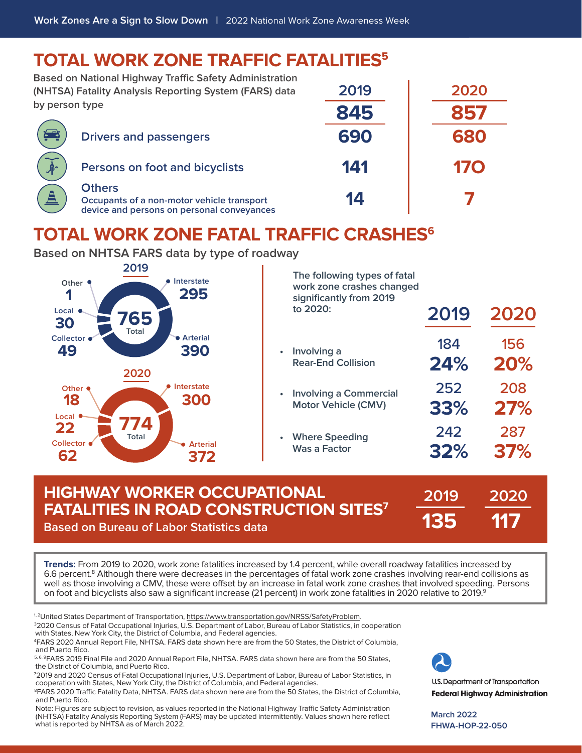Work Zones Are a Sign to Slow Down | 2022 National Work Zone Awareness Week

# TOTAL WORK ZONE TRAFFIC FATALITIES[5]

Based on National Highway Traffic Safety Administration (NHTSA) Fatality Analysis Reporting System (FARS) data by person type

| | 2019 | 2020 |
|---|---|---|
| **Total** | **845** | **857** |
| Drivers and passengers | 690 | 680 |
| Persons on foot and bicyclists | 141 | 170 |
| Others: Occupants of a non-motor vehicle transport device and persons on personal conveyances | 14 | 7 |

# TOTAL WORK ZONE FATAL TRAFFIC CRASHES[6]

Based on NHTSA FARS data by type of roadway

2019

765 Total

Interstate 295

Arterial 390

Collector 49

Local 30

Other 1

2020

774 Total

Interstate 300

Arterial 372

Collector 62

Local 22

Other 18

The following types of fatal work zone crashes changed significantly from 2019 to 2020:

| | 2019 | 2020 |
|---|---|---|
| Involving a Rear-End Collision | 184 (24%) | 156 (20%) |
| Involving a Commercial Motor Vehicle (CMV) | 252 (33%) | 208 (27%) |
| Where Speeding Was a Factor | 242 (32%) | 287 (37%) |

# HIGHWAY WORKER OCCUPATIONAL FATALITIES IN ROAD CONSTRUCTION SITES[7]

Based on Bureau of Labor Statistics data

| 2019 | 2020 |
|---|---|
| 135 | 117 |

**Trends:** From 2019 to 2020, work zone fatalities increased by 1.4 percent, while overall roadway fatalities increased by 6.6 percent.[8] Although there were decreases in the percentages of fatal work zone crashes involving rear-end collisions as well as those involving a CMV, these were offset by an increase in fatal work zone crashes that involved speeding. Persons on foot and bicyclists also saw a significant increase (21 percent) in work zone fatalities in 2020 relative to 2019.[9]

[1, 2] United States Department of Transportation, https://www.transportation.gov/NRSS/SafetyProblem.

[3] 2020 Census of Fatal Occupational Injuries, U.S. Department of Labor, Bureau of Labor Statistics, in cooperation with States, New York City, the District of Columbia, and Federal agencies.

[4] FARS 2020 Annual Report File, NHTSA. FARS data shown here are from the 50 States, the District of Columbia, and Puerto Rico.

[5, 6, 9] FARS 2019 Final File and 2020 Annual Report File, NHTSA. FARS data shown here are from the 50 States, the District of Columbia, and Puerto Rico.

[7] 2019 and 2020 Census of Fatal Occupational Injuries, U.S. Department of Labor, Bureau of Labor Statistics, in cooperation with States, New York City, the District of Columbia, and Federal agencies.

[8] FARS 2020 Traffic Fatality Data, NHTSA. FARS data shown here are from the 50 States, the District of Columbia, and Puerto Rico.

Note: Figures are subject to revision, as values reported in the National Highway Traffic Safety Administration (NHTSA) Fatality Analysis Reporting System (FARS) may be updated intermittently. Values shown here reflect what is reported by NHTSA as of March 2022.

U.S. Department of Transportation
**Federal Highway Administration**

March 2022
FHWA-HOP-22-050